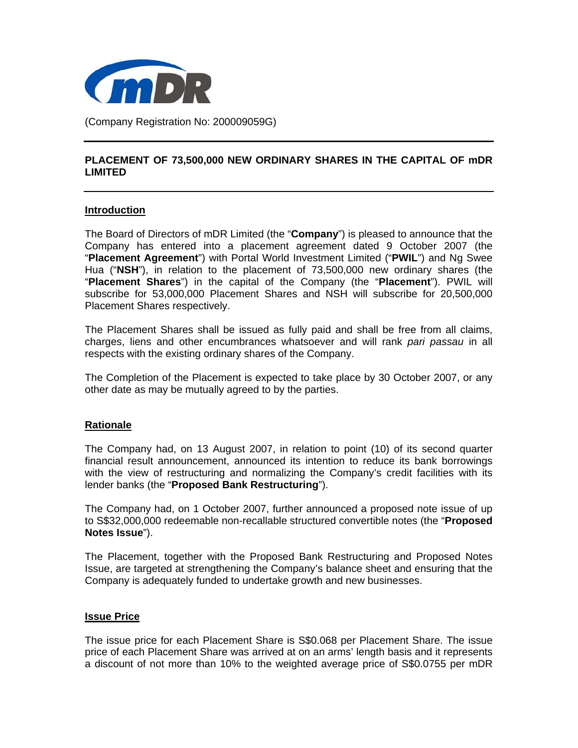mDR

(Company Registration No: 200009059G)

---

**PLACEMENT OF 73,500,000 NEW ORDINARY SHARES IN THE CAPITAL OF mDR LIMITED**

---

**Introduction**

The Board of Directors of mDR Limited (the "**Company**") is pleased to announce that the Company has entered into a placement agreement dated 9 October 2007 (the "**Placement Agreement**") with Portal World Investment Limited ("**PWIL**") and Ng Swee Hua ("**NSH**"), in relation to the placement of 73,500,000 new ordinary shares (the "**Placement Shares**") in the capital of the Company (the "**Placement**"). PWIL will subscribe for 53,000,000 Placement Shares and NSH will subscribe for 20,500,000 Placement Shares respectively.

The Placement Shares shall be issued as fully paid and shall be free from all claims, charges, liens and other encumbrances whatsoever and will rank *pari passau* in all respects with the existing ordinary shares of the Company.

The Completion of the Placement is expected to take place by 30 October 2007, or any other date as may be mutually agreed to by the parties.

**Rationale**

The Company had, on 13 August 2007, in relation to point (10) of its second quarter financial result announcement, announced its intention to reduce its bank borrowings with the view of restructuring and normalizing the Company's credit facilities with its lender banks (the "**Proposed Bank Restructuring**").

The Company had, on 1 October 2007, further announced a proposed note issue of up to S$32,000,000 redeemable non-recallable structured convertible notes (the "**Proposed Notes Issue**").

The Placement, together with the Proposed Bank Restructuring and Proposed Notes Issue, are targeted at strengthening the Company's balance sheet and ensuring that the Company is adequately funded to undertake growth and new businesses.

**Issue Price**

The issue price for each Placement Share is S$0.068 per Placement Share. The issue price of each Placement Share was arrived at on an arms' length basis and it represents a discount of not more than 10% to the weighted average price of S$0.0755 per mDR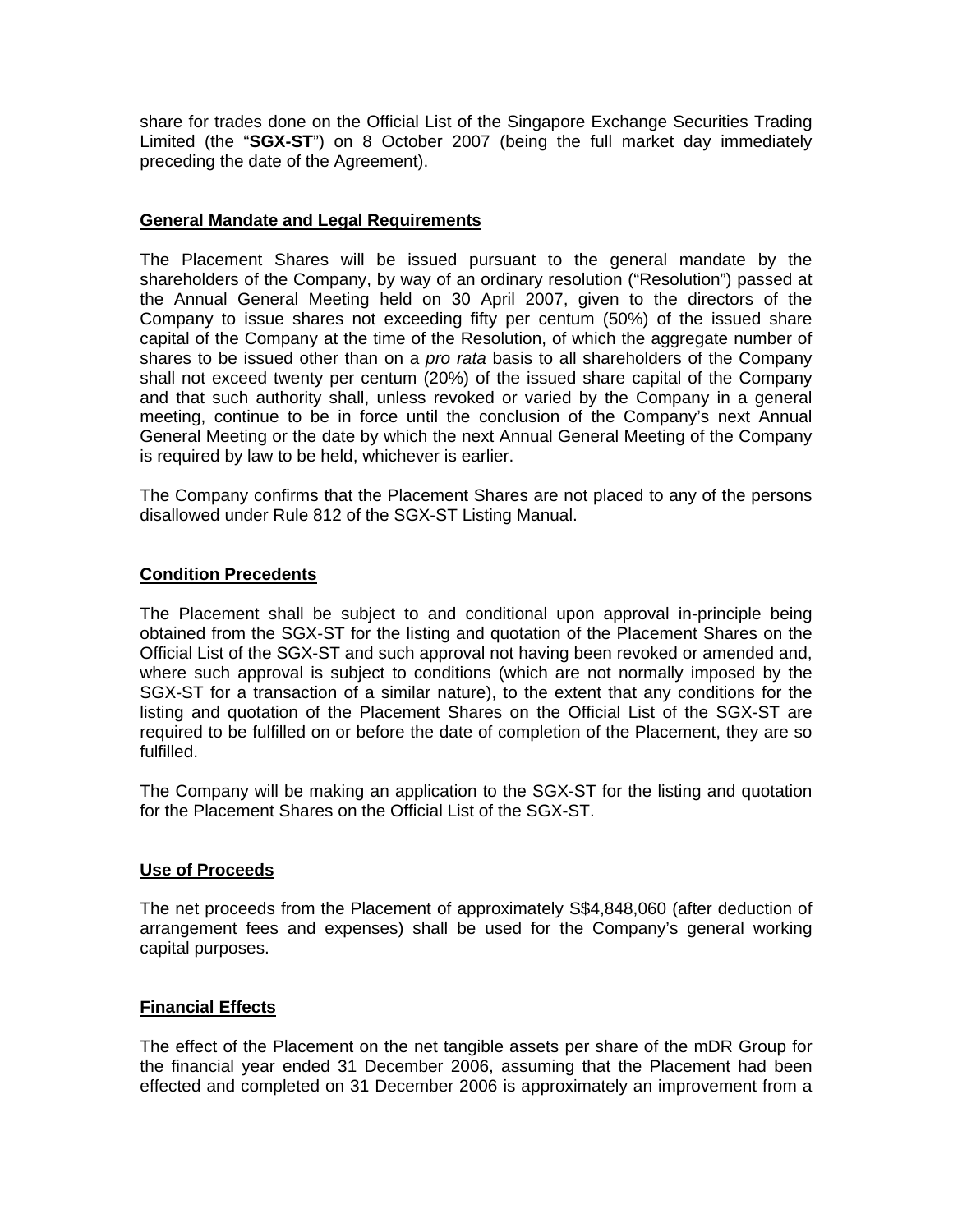share for trades done on the Official List of the Singapore Exchange Securities Trading Limited (the "**SGX-ST**") on 8 October 2007 (being the full market day immediately preceding the date of the Agreement).

**General Mandate and Legal Requirements**

The Placement Shares will be issued pursuant to the general mandate by the shareholders of the Company, by way of an ordinary resolution ("Resolution") passed at the Annual General Meeting held on 30 April 2007, given to the directors of the Company to issue shares not exceeding fifty per centum (50%) of the issued share capital of the Company at the time of the Resolution, of which the aggregate number of shares to be issued other than on a *pro rata* basis to all shareholders of the Company shall not exceed twenty per centum (20%) of the issued share capital of the Company and that such authority shall, unless revoked or varied by the Company in a general meeting, continue to be in force until the conclusion of the Company's next Annual General Meeting or the date by which the next Annual General Meeting of the Company is required by law to be held, whichever is earlier.

The Company confirms that the Placement Shares are not placed to any of the persons disallowed under Rule 812 of the SGX-ST Listing Manual.

**Condition Precedents**

The Placement shall be subject to and conditional upon approval in-principle being obtained from the SGX-ST for the listing and quotation of the Placement Shares on the Official List of the SGX-ST and such approval not having been revoked or amended and, where such approval is subject to conditions (which are not normally imposed by the SGX-ST for a transaction of a similar nature), to the extent that any conditions for the listing and quotation of the Placement Shares on the Official List of the SGX-ST are required to be fulfilled on or before the date of completion of the Placement, they are so fulfilled.

The Company will be making an application to the SGX-ST for the listing and quotation for the Placement Shares on the Official List of the SGX-ST.

**Use of Proceeds**

The net proceeds from the Placement of approximately S$4,848,060 (after deduction of arrangement fees and expenses) shall be used for the Company's general working capital purposes.

**Financial Effects**

The effect of the Placement on the net tangible assets per share of the mDR Group for the financial year ended 31 December 2006, assuming that the Placement had been effected and completed on 31 December 2006 is approximately an improvement from a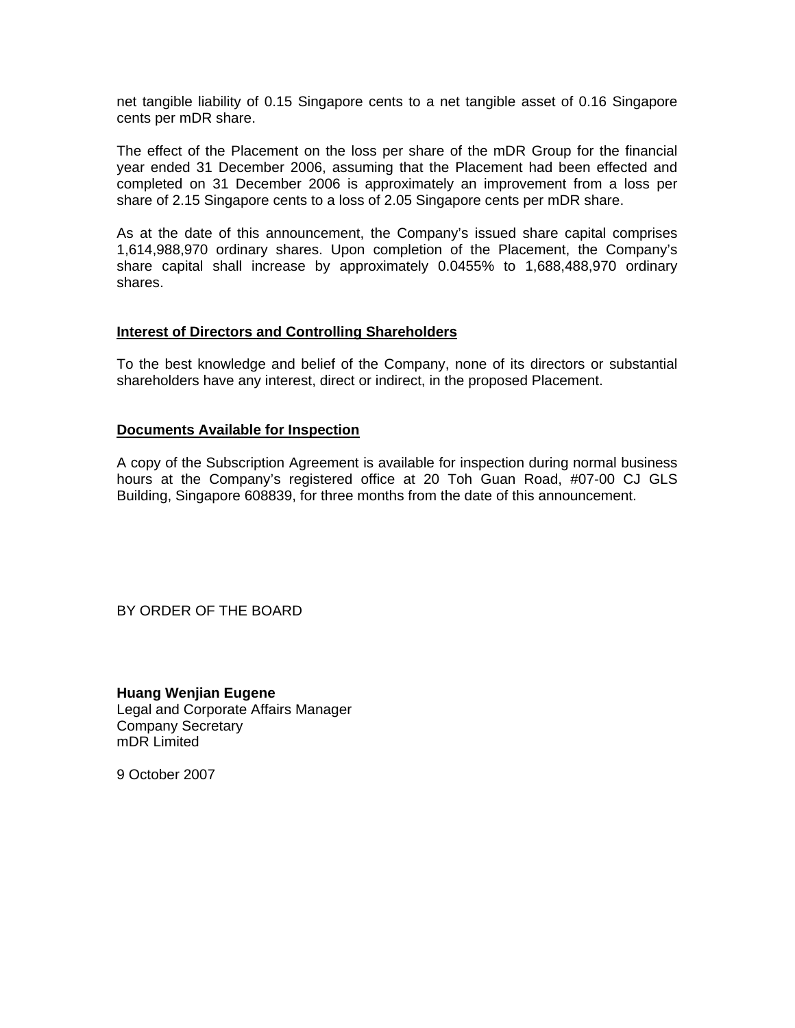net tangible liability of 0.15 Singapore cents to a net tangible asset of 0.16 Singapore cents per mDR share.

The effect of the Placement on the loss per share of the mDR Group for the financial year ended 31 December 2006, assuming that the Placement had been effected and completed on 31 December 2006 is approximately an improvement from a loss per share of 2.15 Singapore cents to a loss of 2.05 Singapore cents per mDR share.

As at the date of this announcement, the Company's issued share capital comprises 1,614,988,970 ordinary shares. Upon completion of the Placement, the Company's share capital shall increase by approximately 0.0455% to 1,688,488,970 ordinary shares.

**Interest of Directors and Controlling Shareholders**

To the best knowledge and belief of the Company, none of its directors or substantial shareholders have any interest, direct or indirect, in the proposed Placement.

**Documents Available for Inspection**

A copy of the Subscription Agreement is available for inspection during normal business hours at the Company's registered office at 20 Toh Guan Road, #07-00 CJ GLS Building, Singapore 608839, for three months from the date of this announcement.

BY ORDER OF THE BOARD

**Huang Wenjian Eugene**
Legal and Corporate Affairs Manager
Company Secretary
mDR Limited

9 October 2007